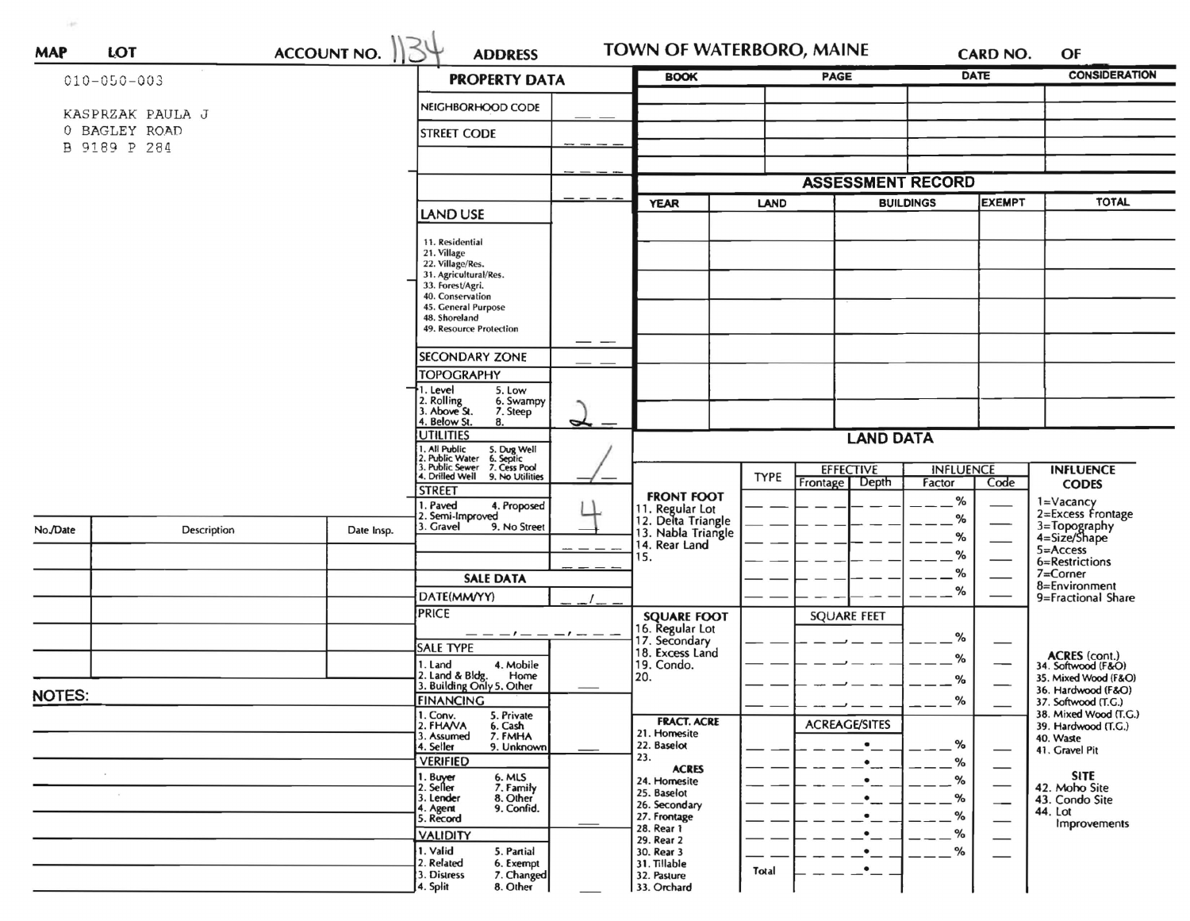**MAP** **LOT** **ACCOUNT NO.** 1134 **ADDRESS** **TOWN OF WATERBORO, MAINE** **CARD NO.** **OF**

010-050-003

KASPRZAK PAULA J
0 BAGLEY ROAD
B 9189 P 284

## PROPERTY DATA

| | |
|---|---|
| NEIGHBORHOOD CODE | |
| STREET CODE | |
| | |
| | |
| LAND USE<br>11. Residential<br>21. Village<br>22. Village/Res.<br>31. Agricultural/Res.<br>33. Forest/Agri.<br>40. Conservation<br>45. General Purpose<br>48. Shoreland<br>49. Resource Protection | |
| SECONDARY ZONE | |
| TOPOGRAPHY<br>1. Level 5. Low<br>2. Rolling 6. Swampy<br>3. Above St. 7. Steep<br>4. Below St. 8. | 2 |
| UTILITIES<br>1. All Public 5. Dug Well<br>2. Public Water 6. Septic<br>3. Public Sewer 7. Cess Pool<br>4. Drilled Well 9. No Utilities | / |
| STREET<br>1. Paved 4. Proposed<br>2. Semi-Improved<br>3. Gravel 9. No Street | 4 |
| | |
| | |

| BOOK | PAGE | DATE | CONSIDERATION |
|---|---|---|---|
| | | | |
| | | | |
| | | | |
| | | | |
| | | | |

## ASSESSMENT RECORD

| YEAR | LAND | BUILDINGS | EXEMPT | TOTAL |
|---|---|---|---|---|
| | | | | |
| | | | | |
| | | | | |
| | | | | |
| | | | | |
| | | | | |
| | | | | |

| No./Date | Description | Date Insp. |
|---|---|---|
| | | |
| | | |
| | | |
| | | |
| | | |
| | | |

**NOTES:**

## SALE DATA

| | |
|---|---|
| DATE(MM/YY) | / |
| PRICE | , , |
| SALE TYPE<br>1. Land 4. Mobile Home<br>2. Land & Bldg. 5. Other<br>3. Building Only | |
| FINANCING<br>1. Conv. 5. Private<br>2. FHA/VA 6. Cash<br>3. Assumed 7. FMHA<br>4. Seller 9. Unknown | |
| VERIFIED<br>1. Buyer 6. MLS<br>2. Seller 7. Family<br>3. Lender 8. Other<br>4. Agent 9. Confid.<br>5. Record | |
| VALIDITY<br>1. Valid 5. Partial<br>2. Related 6. Exempt<br>3. Distress 7. Changed<br>4. Split 8. Other | |

## LAND DATA

| | TYPE | EFFECTIVE Frontage | EFFECTIVE Depth | INFLUENCE Factor | INFLUENCE Code |
|---|---|---|---|---|---|
| **FRONT FOOT**<br>11. Regular Lot<br>12. Delta Triangle<br>13. Nabla Triangle<br>14. Rear Land<br>15. | | | | % | |
| **SQUARE FOOT**<br>16. Regular Lot<br>17. Secondary<br>18. Excess Land<br>19. Condo.<br>20. | | SQUARE FEET | | % | |
| **FRACT. ACRE**<br>21. Homesite<br>22. Baselot<br>23.<br>**ACRES**<br>24. Homesite<br>25. Baselot<br>26. Secondary<br>27. Frontage<br>28. Rear 1<br>29. Rear 2<br>30. Rear 3<br>31. Tillable<br>32. Pasture<br>33. Orchard | Total | ACREAGE/SITES | | % | |

**INFLUENCE CODES**
1=Vacancy
2=Excess Frontage
3=Topography
4=Size/Shape
5=Access
6=Restrictions
7=Corner
8=Environment
9=Fractional Share

**ACRES (cont.)**
34. Softwood (F&O)
35. Mixed Wood (F&O)
36. Hardwood (F&O)
37. Softwood (T.G.)
38. Mixed Wood (T.G.)
39. Hardwood (T.G.)
40. Waste
41. Gravel Pit

**SITE**
42. Moho Site
43. Condo Site
44. Lot Improvements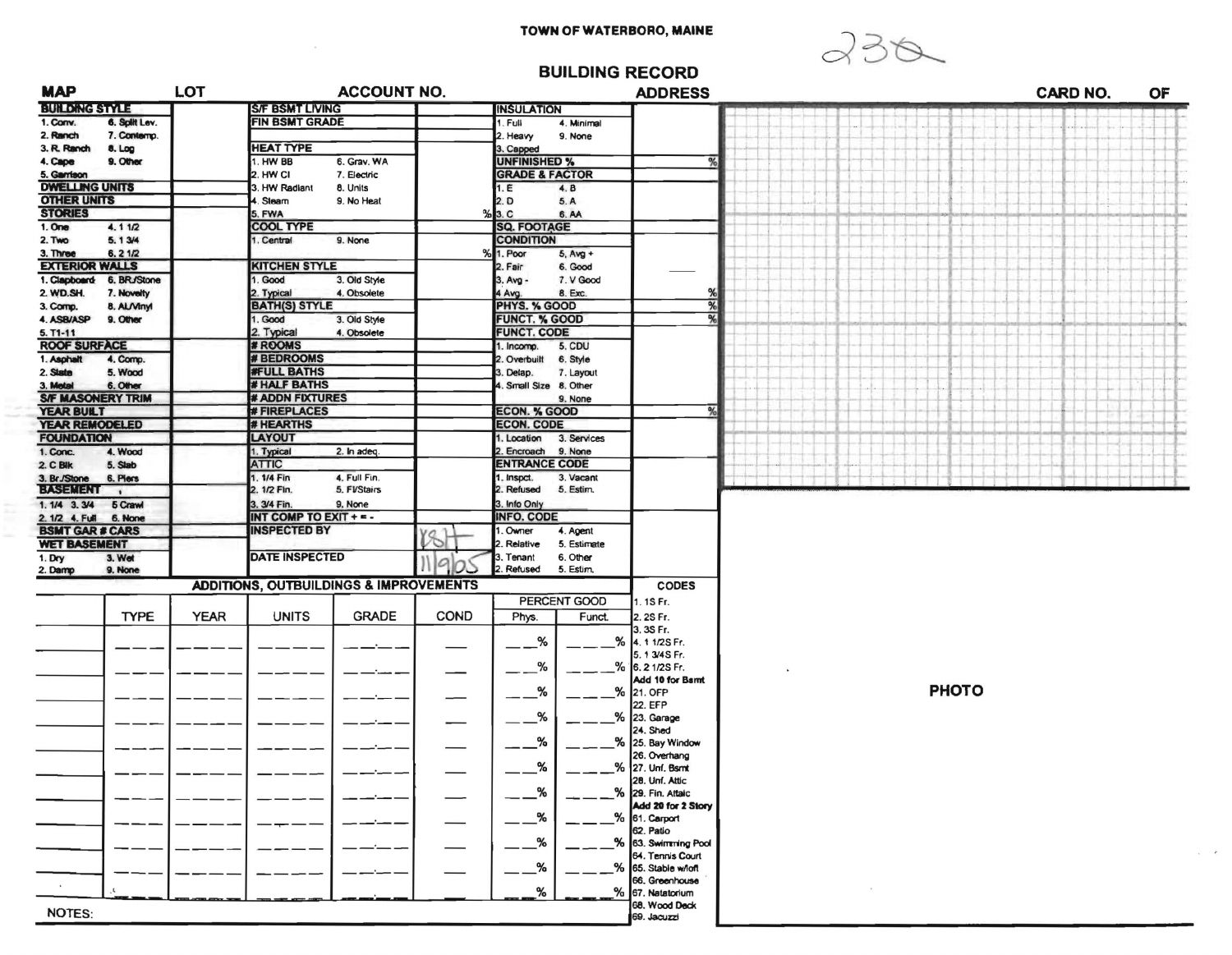TOWN OF WATERBORO, MAINE

230

## BUILDING RECORD

| MAP | LOT | ACCOUNT NO. | ADDRESS | CARD NO. | OF |
|---|---|---|---|---|---|
| | | | | | |

| | | | | | |
|---|---|---|---|---|---|
| **BUILDING STYLE** 1. Conv. 6. Split Lev. 2. Ranch 7. Contemp. 3. R. Ranch 8. Log 4. Cape 9. Other 5. Garrison | | **S/F BSMT LIVING** | | **INSULATION** 1. Full 4. Minimal 2. Heavy 9. None 3. Capped | |
| **DWELLING UNITS** | | **FIN BSMT GRADE** | | **UNFINISHED %** | % |
| **OTHER UNITS** | | **HEAT TYPE** 1. HW BB 6. Grav. WA 2. HW CI 7. Electric 3. HW Radiant 8. Units 4. Steam 9. No Heat 5. FWA | % | **GRADE & FACTOR** 1. E 4. B 2. D 5. A 3. C 6. AA | |
| **STORIES** 1. One 4. 1 1/2 2. Two 5. 1 3/4 3. Three 6. 2 1/2 | | **COOL TYPE** 1. Central 9. None | % | **SQ. FOOTAGE** | |
| **EXTERIOR WALLS** 1. Clapboard 6. BR/Stone 2. WD.SH. 7. Novelty 3. Comp. 8. AL/Vinyl 4. ASB/ASP 9. Other 5. T1-11 | | **KITCHEN STYLE** 1. Good 3. Old Style 2. Typical 4. Obsolete | | **CONDITION** 1. Poor 5. Avg + 2. Fair 6. Good 3. Avg - 7. V Good 4. Avg. 8. Exc. | |
| | | **BATH(S) STYLE** 1. Good 3. Old Style 2. Typical 4. Obsolete | | **PHYS. % GOOD** | % |
| | | | | **FUNCT. % GOOD** | % |
| **ROOF SURFACE** 1. Asphalt 4. Comp. 2. Slate 5. Wood 3. Metal 6. Other | | **# ROOMS** | | **FUNCT. CODE** 1. Incomp. 5. CDU 2. Overbuilt 6. Style 3. Delap. 7. Layout 4. Small Size 8. Other 9. None | |
| | | **# BEDROOMS** | | | |
| | | **#FULL BATHS** | | | |
| | | **# HALF BATHS** | | | |
| **S/F MASONERY TRIM** | | **# ADDN FIXTURES** | | | |
| **YEAR BUILT** | | **# FIREPLACES** | | **ECON. % GOOD** | % |
| **YEAR REMODELED** | | **# HEARTHS** | | **ECON. CODE** 1. Location 3. Services 2. Encroach 9. None | |
| **FOUNDATION** 1. Conc. 4. Wood 2. C Blk 5. Slab 3. Br./Stone 6. Piers | | **LAYOUT** 1. Typical 2. In adeq. | | | |
| | | **ATTIC** 1. 1/4 Fin 4. Full Fin. 2. 1/2 Fin. 5. Fl/Stairs 3. 3/4 Fin. 9. None | | **ENTRANCE CODE** 1. Inspct. 3. Vacant 2. Refused 5. Estim. 3. Info Only | |
| **BASEMENT** 1. 1/4 3. 3/4 5 Crawl 2. 1/2 4. Full 6. None | | **INT COMP TO EXIT + = -** | | | |
| **BSMT GAR # CARS** | | **INSPECTED BY** | KSH | **INFO. CODE** 1. Owner 4. Agent 2. Relative 5. Estimate 3. Tenant 6. Other 2. Refused 5. Estim. | |
| **WET BASEMENT** 1. Dry 3. Wet 2. Damp 9. None | | **DATE INSPECTED** | 11/9/05 | | |

### ADDITIONS, OUTBUILDINGS & IMPROVEMENTS

| | TYPE | YEAR | UNITS | GRADE | COND | PERCENT GOOD Phys. | Funct. |
|---|---|---|---|---|---|---|---|
| | | | | | | % | % |
| | | | | | | % | % |
| | | | | | | % | % |
| | | | | | | % | % |
| | | | | | | % | % |
| | | | | | | % | % |
| | | | | | | % | % |
| | | | | | | % | % |
| | | | | | | % | % |
| | | | | | | % | % |
| | | | | | | % | % |

NOTES:

**CODES**
1. 1S Fr.
2. 2S Fr.
3. 3S Fr.
4. 1 1/2S Fr.
5. 1 3/4S Fr.
6. 2 1/2S Fr.

**Add 10 for Bsmt**
21. OFP
22. EFP
23. Garage
24. Shed
25. Bay Window
26. Overhang
27. Unf. Bsmt
28. Unf. Attic
29. Fin. Attaic

**Add 20 for 2 Story**
61. Carport
62. Patio
63. Swimming Pool
64. Tennis Court
65. Stable w/loft
66. Greenhouse
67. Natatorium
68. Wood Deck
69. Jacuzzi

PHOTO